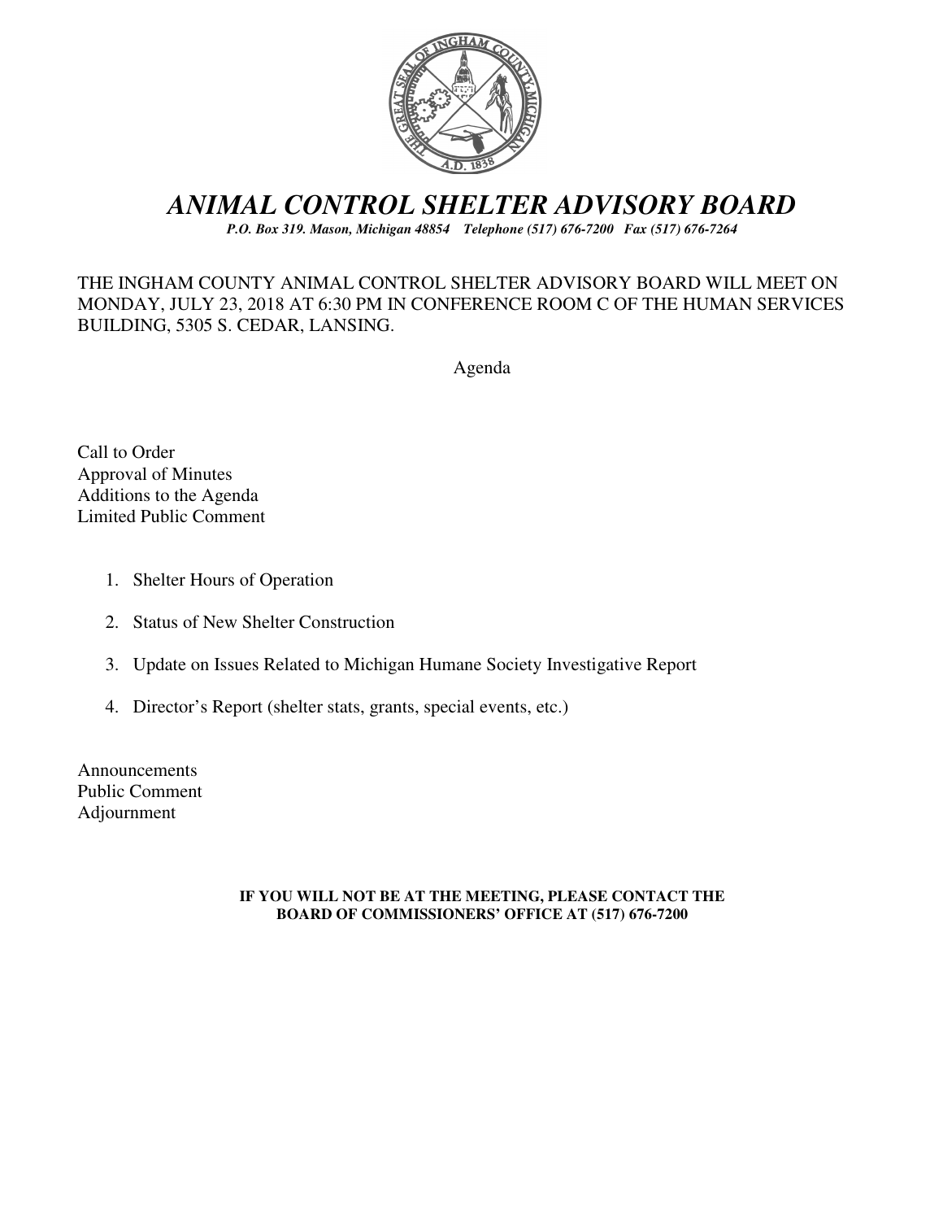# *ANIMAL CONTROL SHELTER ADVISORY BOARD*

***P.O. Box 319. Mason, Michigan 48854 Telephone (517) 676-7200 Fax (517) 676-7264***

THE INGHAM COUNTY ANIMAL CONTROL SHELTER ADVISORY BOARD WILL MEET ON MONDAY, JULY 23, 2018 AT 6:30 PM IN CONFERENCE ROOM C OF THE HUMAN SERVICES BUILDING, 5305 S. CEDAR, LANSING.

Agenda

Call to Order
Approval of Minutes
Additions to the Agenda
Limited Public Comment

1. Shelter Hours of Operation
2. Status of New Shelter Construction
3. Update on Issues Related to Michigan Humane Society Investigative Report
4. Director's Report (shelter stats, grants, special events, etc.)

Announcements
Public Comment
Adjournment

**IF YOU WILL NOT BE AT THE MEETING, PLEASE CONTACT THE BOARD OF COMMISSIONERS' OFFICE AT (517) 676-7200**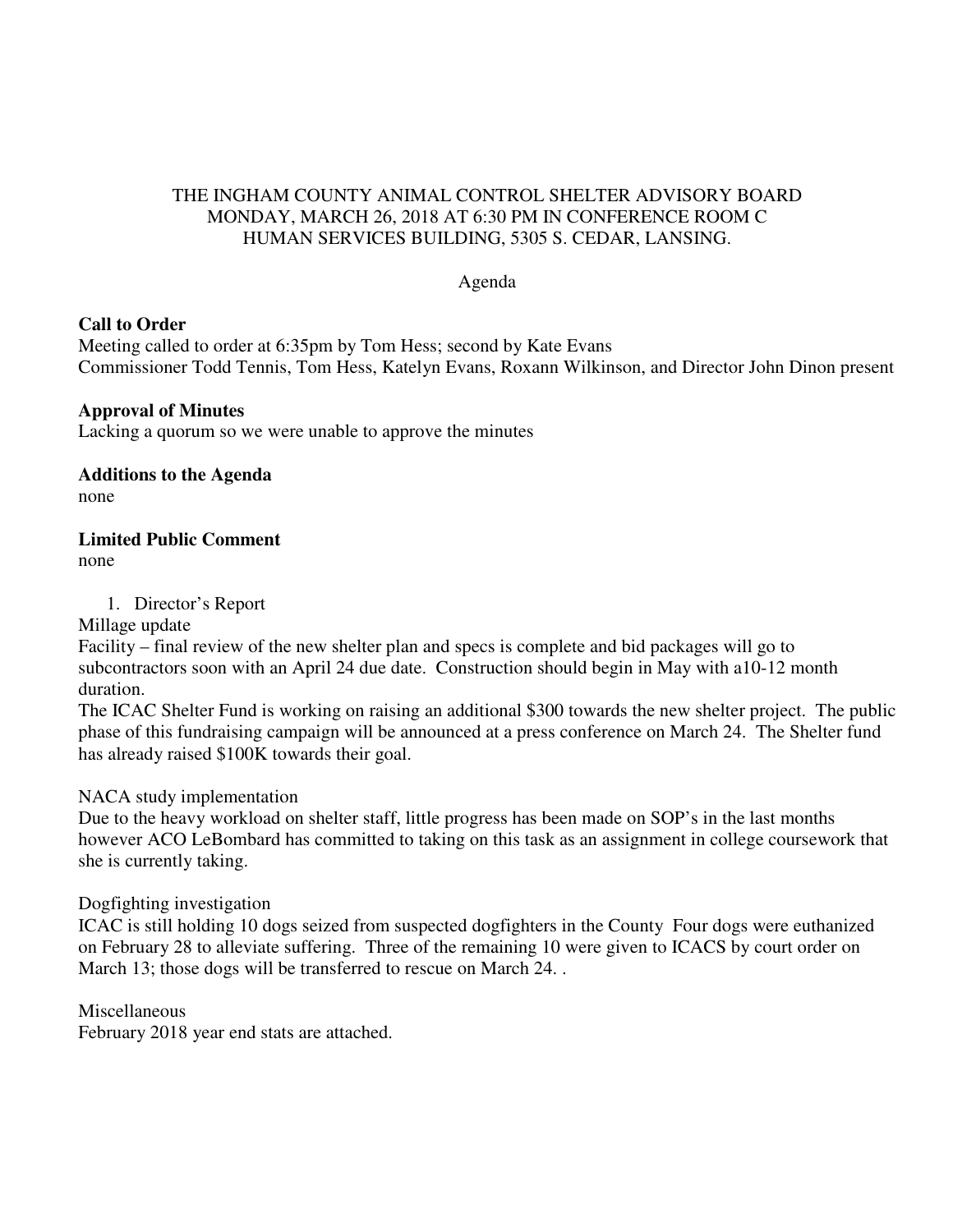THE INGHAM COUNTY ANIMAL CONTROL SHELTER ADVISORY BOARD
MONDAY, MARCH 26, 2018 AT 6:30 PM IN CONFERENCE ROOM C
HUMAN SERVICES BUILDING, 5305 S. CEDAR, LANSING.

Agenda

**Call to Order**
Meeting called to order at 6:35pm by Tom Hess; second by Kate Evans
Commissioner Todd Tennis, Tom Hess, Katelyn Evans, Roxann Wilkinson, and Director John Dinon present

**Approval of Minutes**
Lacking a quorum so we were unable to approve the minutes

**Additions to the Agenda**
none

**Limited Public Comment**
none

1. Director's Report

Millage update
Facility – final review of the new shelter plan and specs is complete and bid packages will go to subcontractors soon with an April 24 due date. Construction should begin in May with a10-12 month duration.
The ICAC Shelter Fund is working on raising an additional $300 towards the new shelter project. The public phase of this fundraising campaign will be announced at a press conference on March 24. The Shelter fund has already raised $100K towards their goal.

NACA study implementation
Due to the heavy workload on shelter staff, little progress has been made on SOP's in the last months however ACO LeBombard has committed to taking on this task as an assignment in college coursework that she is currently taking.

Dogfighting investigation
ICAC is still holding 10 dogs seized from suspected dogfighters in the County Four dogs were euthanized on February 28 to alleviate suffering. Three of the remaining 10 were given to ICACS by court order on March 13; those dogs will be transferred to rescue on March 24. .

Miscellaneous
February 2018 year end stats are attached.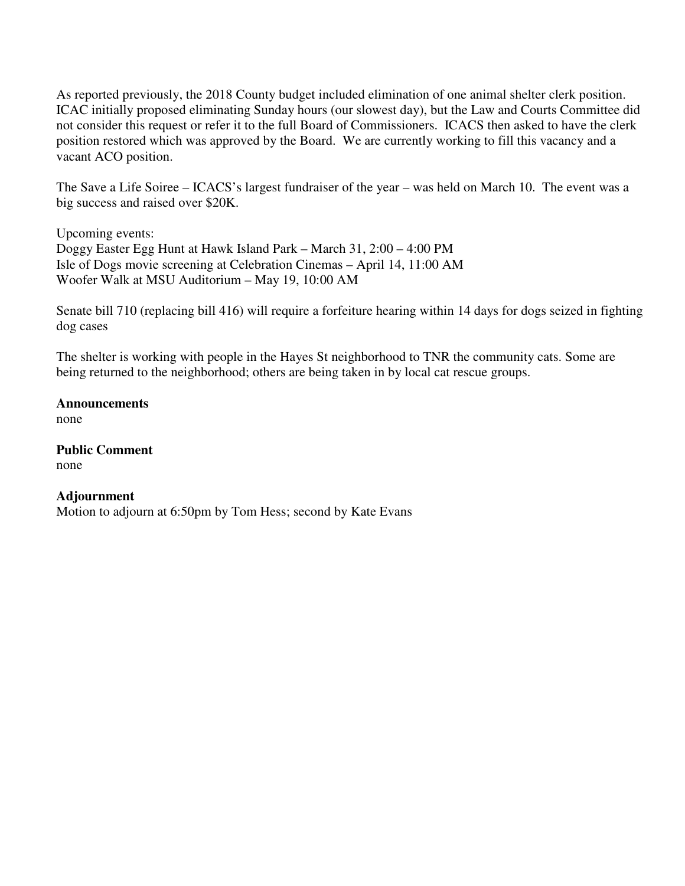As reported previously, the 2018 County budget included elimination of one animal shelter clerk position. ICAC initially proposed eliminating Sunday hours (our slowest day), but the Law and Courts Committee did not consider this request or refer it to the full Board of Commissioners. ICACS then asked to have the clerk position restored which was approved by the Board. We are currently working to fill this vacancy and a vacant ACO position.

The Save a Life Soiree – ICACS's largest fundraiser of the year – was held on March 10. The event was a big success and raised over $20K.

Upcoming events:
Doggy Easter Egg Hunt at Hawk Island Park – March 31, 2:00 – 4:00 PM
Isle of Dogs movie screening at Celebration Cinemas – April 14, 11:00 AM
Woofer Walk at MSU Auditorium – May 19, 10:00 AM

Senate bill 710 (replacing bill 416) will require a forfeiture hearing within 14 days for dogs seized in fighting dog cases

The shelter is working with people in the Hayes St neighborhood to TNR the community cats. Some are being returned to the neighborhood; others are being taken in by local cat rescue groups.

**Announcements**
none

**Public Comment**
none

**Adjournment**
Motion to adjourn at 6:50pm by Tom Hess; second by Kate Evans